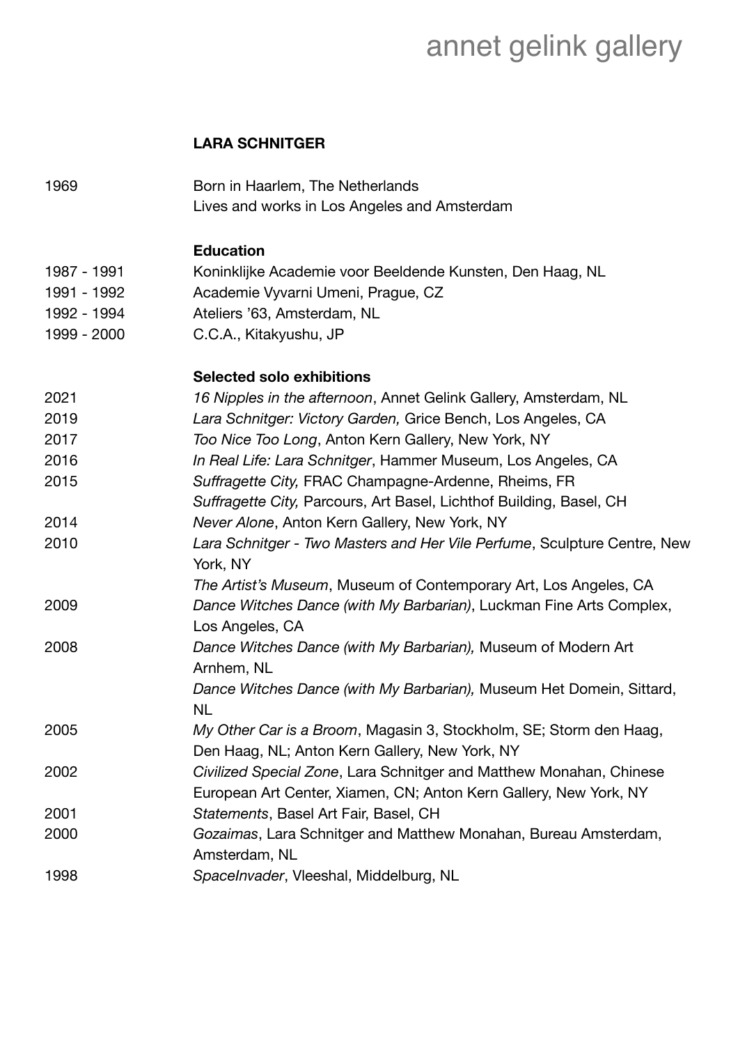annet gelink gallery

**LARA SCHNITGER**

| | |
|---|---|
| 1969 | Born in Haarlem, The Netherlands<br>Lives and works in Los Angeles and Amsterdam |

**Education**

| | |
|---|---|
| 1987 - 1991 | Koninklijke Academie voor Beeldende Kunsten, Den Haag, NL |
| 1991 - 1992 | Academie Vyvarni Umeni, Prague, CZ |
| 1992 - 1994 | Ateliers '63, Amsterdam, NL |
| 1999 - 2000 | C.C.A., Kitakyushu, JP |

**Selected solo exhibitions**

| | |
|---|---|
| 2021 | *16 Nipples in the afternoon*, Annet Gelink Gallery, Amsterdam, NL |
| 2019 | *Lara Schnitger: Victory Garden,* Grice Bench, Los Angeles, CA |
| 2017 | *Too Nice Too Long*, Anton Kern Gallery, New York, NY |
| 2016 | *In Real Life: Lara Schnitger*, Hammer Museum, Los Angeles, CA |
| 2015 | *Suffragette City,* FRAC Champagne-Ardenne, Rheims, FR<br>*Suffragette City,* Parcours, Art Basel, Lichthof Building, Basel, CH |
| 2014 | *Never Alone*, Anton Kern Gallery, New York, NY |
| 2010 | *Lara Schnitger - Two Masters and Her Vile Perfume*, Sculpture Centre, New York, NY<br>*The Artist's Museum*, Museum of Contemporary Art, Los Angeles, CA |
| 2009 | *Dance Witches Dance (with My Barbarian)*, Luckman Fine Arts Complex, Los Angeles, CA |
| 2008 | *Dance Witches Dance (with My Barbarian),* Museum of Modern Art Arnhem, NL<br>*Dance Witches Dance (with My Barbarian),* Museum Het Domein, Sittard, NL |
| 2005 | *My Other Car is a Broom*, Magasin 3, Stockholm, SE; Storm den Haag, Den Haag, NL; Anton Kern Gallery, New York, NY |
| 2002 | *Civilized Special Zone*, Lara Schnitger and Matthew Monahan, Chinese European Art Center, Xiamen, CN; Anton Kern Gallery, New York, NY |
| 2001 | *Statements*, Basel Art Fair, Basel, CH |
| 2000 | *Gozaimas*, Lara Schnitger and Matthew Monahan, Bureau Amsterdam, Amsterdam, NL |
| 1998 | *SpaceInvader*, Vleeshal, Middelburg, NL |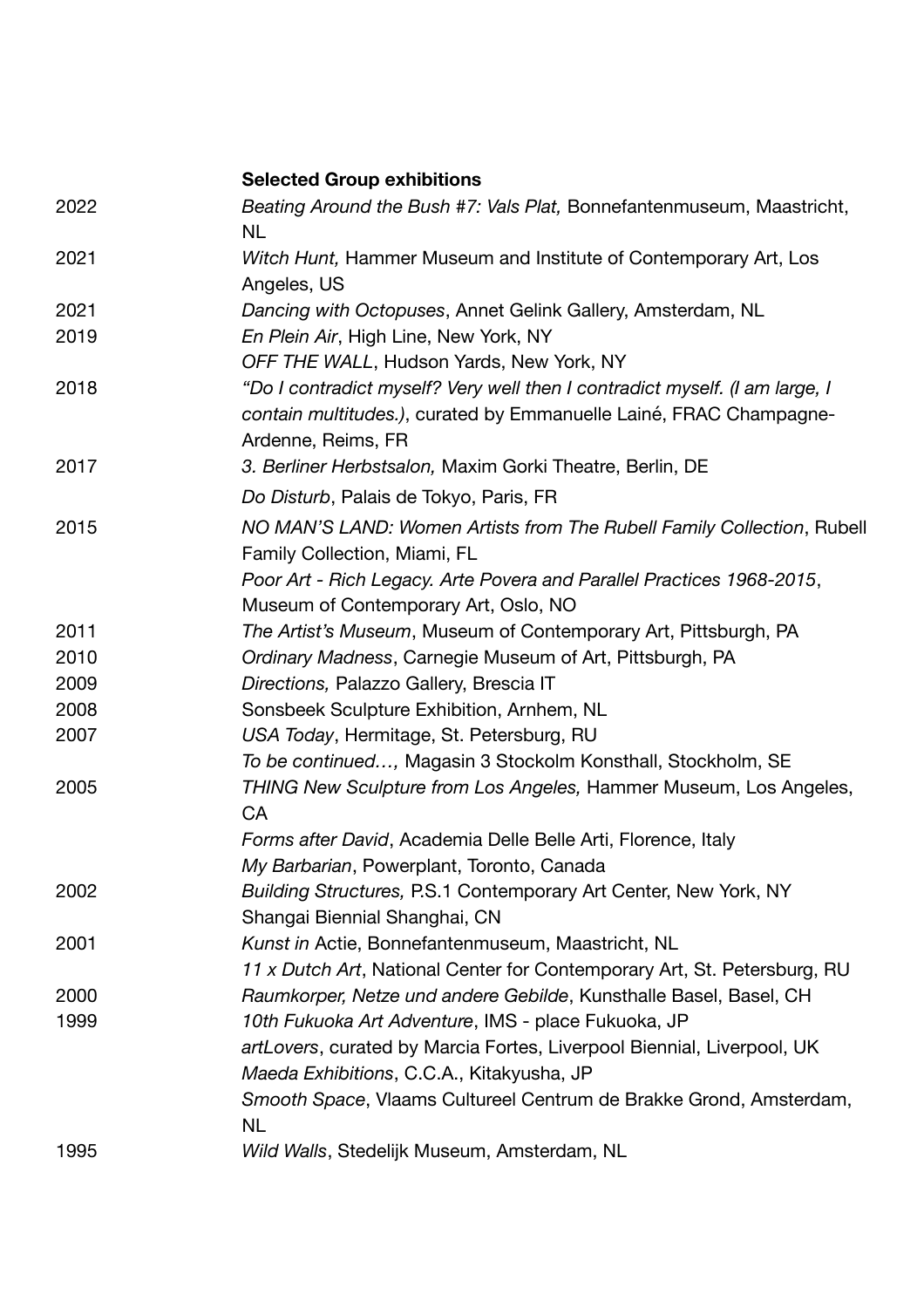**Selected Group exhibitions**

| | |
|---|---|
| 2022 | *Beating Around the Bush #7: Vals Plat,* Bonnefantenmuseum, Maastricht, NL |
| 2021 | *Witch Hunt,* Hammer Museum and Institute of Contemporary Art, Los Angeles, US |
| 2021 | *Dancing with Octopuses*, Annet Gelink Gallery, Amsterdam, NL |
| 2019 | *En Plein Air*, High Line, New York, NY |
| | *OFF THE WALL*, Hudson Yards, New York, NY |
| 2018 | *"Do I contradict myself? Very well then I contradict myself. (I am large, I contain multitudes.)*, curated by Emmanuelle Lainé, FRAC Champagne-Ardenne, Reims, FR |
| 2017 | *3. Berliner Herbstsalon,* Maxim Gorki Theatre, Berlin, DE |
| | *Do Disturb*, Palais de Tokyo, Paris, FR |
| 2015 | *NO MAN'S LAND: Women Artists from The Rubell Family Collection*, Rubell Family Collection, Miami, FL |
| | *Poor Art - Rich Legacy. Arte Povera and Parallel Practices 1968-2015*, Museum of Contemporary Art, Oslo, NO |
| 2011 | *The Artist's Museum*, Museum of Contemporary Art, Pittsburgh, PA |
| 2010 | *Ordinary Madness*, Carnegie Museum of Art, Pittsburgh, PA |
| 2009 | *Directions,* Palazzo Gallery, Brescia IT |
| 2008 | Sonsbeek Sculpture Exhibition, Arnhem, NL |
| 2007 | *USA Today*, Hermitage, St. Petersburg, RU |
| | *To be continued…,* Magasin 3 Stockolm Konsthall, Stockholm, SE |
| 2005 | *THING New Sculpture from Los Angeles,* Hammer Museum, Los Angeles, CA |
| | *Forms after David*, Academia Delle Belle Arti, Florence, Italy |
| | *My Barbarian*, Powerplant, Toronto, Canada |
| 2002 | *Building Structures,* P.S.1 Contemporary Art Center, New York, NY |
| | Shangai Biennial Shanghai, CN |
| 2001 | *Kunst in* Actie, Bonnefantenmuseum, Maastricht, NL |
| | *11 x Dutch Art*, National Center for Contemporary Art, St. Petersburg, RU |
| 2000 | *Raumkorper, Netze und andere Gebilde*, Kunsthalle Basel, Basel, CH |
| 1999 | *10th Fukuoka Art Adventure*, IMS - place Fukuoka, JP |
| | *artLovers*, curated by Marcia Fortes, Liverpool Biennial, Liverpool, UK |
| | *Maeda Exhibitions*, C.C.A., Kitakyusha, JP |
| | *Smooth Space*, Vlaams Cultureel Centrum de Brakke Grond, Amsterdam, NL |
| 1995 | *Wild Walls*, Stedelijk Museum, Amsterdam, NL |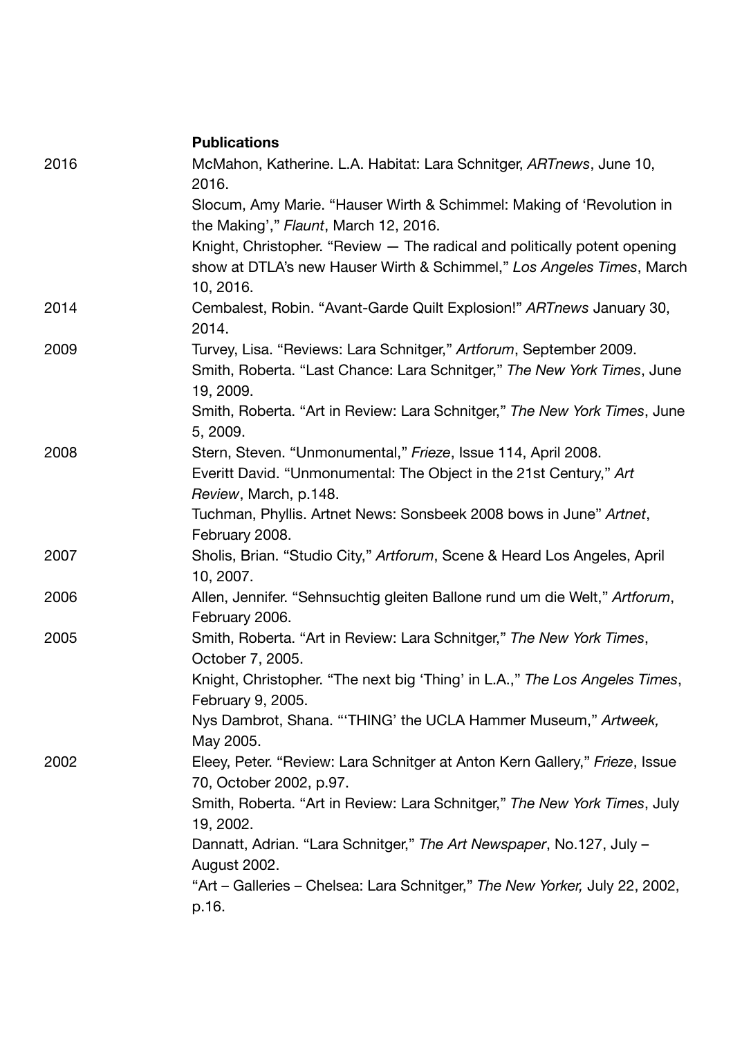**Publications**

2016

McMahon, Katherine. L.A. Habitat: Lara Schnitger, *ARTnews*, June 10, 2016.

Slocum, Amy Marie. "Hauser Wirth & Schimmel: Making of 'Revolution in the Making'," *Flaunt*, March 12, 2016.

Knight, Christopher. "Review — The radical and politically potent opening show at DTLA's new Hauser Wirth & Schimmel," *Los Angeles Times*, March 10, 2016.

2014

Cembalest, Robin. "Avant-Garde Quilt Explosion!" *ARTnews* January 30, 2014.

2009

Turvey, Lisa. "Reviews: Lara Schnitger," *Artforum*, September 2009.

Smith, Roberta. "Last Chance: Lara Schnitger," *The New York Times*, June 19, 2009.

Smith, Roberta. "Art in Review: Lara Schnitger," *The New York Times*, June 5, 2009.

2008

Stern, Steven. "Unmonumental," *Frieze*, Issue 114, April 2008.

Everitt David. "Unmonumental: The Object in the 21st Century," *Art Review*, March, p.148.

Tuchman, Phyllis. Artnet News: Sonsbeek 2008 bows in June" *Artnet*, February 2008.

2007

Sholis, Brian. "Studio City," *Artforum*, Scene & Heard Los Angeles, April 10, 2007.

2006

Allen, Jennifer. "Sehnsuchtig gleiten Ballone rund um die Welt," *Artforum*, February 2006.

2005

Smith, Roberta. "Art in Review: Lara Schnitger," *The New York Times*, October 7, 2005.

Knight, Christopher. "The next big 'Thing' in L.A.," *The Los Angeles Times*, February 9, 2005.

Nys Dambrot, Shana. "'THING' the UCLA Hammer Museum," *Artweek,* May 2005.

2002

Eleey, Peter. "Review: Lara Schnitger at Anton Kern Gallery," *Frieze*, Issue 70, October 2002, p.97.

Smith, Roberta. "Art in Review: Lara Schnitger," *The New York Times*, July 19, 2002.

Dannatt, Adrian. "Lara Schnitger," *The Art Newspaper*, No.127, July – August 2002.

"Art – Galleries – Chelsea: Lara Schnitger," *The New Yorker,* July 22, 2002, p.16.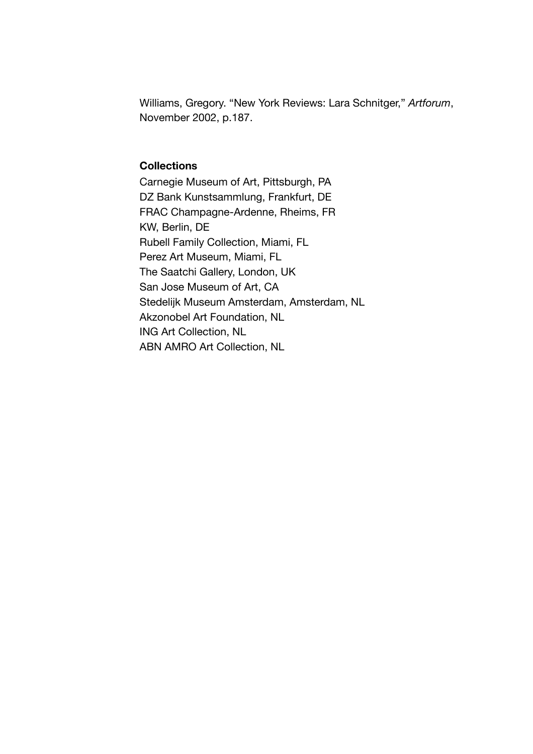Williams, Gregory. "New York Reviews: Lara Schnitger," *Artforum*, November 2002, p.187.

**Collections**

Carnegie Museum of Art, Pittsburgh, PA
DZ Bank Kunstsammlung, Frankfurt, DE
FRAC Champagne-Ardenne, Rheims, FR
KW, Berlin, DE
Rubell Family Collection, Miami, FL
Perez Art Museum, Miami, FL
The Saatchi Gallery, London, UK
San Jose Museum of Art, CA
Stedelijk Museum Amsterdam, Amsterdam, NL
Akzonobel Art Foundation, NL
ING Art Collection, NL
ABN AMRO Art Collection, NL